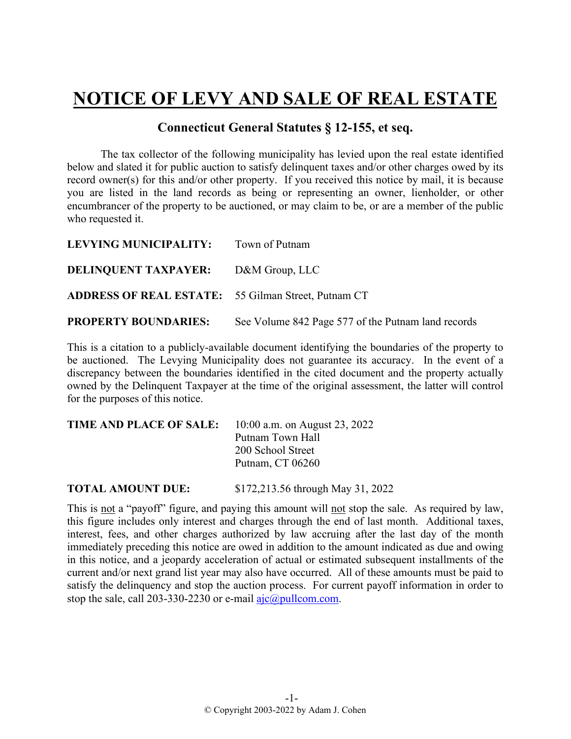# NOTICE OF LEVY AND SALE OF REAL ESTATE

## Connecticut General Statutes § 12-155, et seq.

The tax collector of the following municipality has levied upon the real estate identified below and slated it for public auction to satisfy delinquent taxes and/or other charges owed by its record owner(s) for this and/or other property. If you received this notice by mail, it is because you are listed in the land records as being or representing an owner, lienholder, or other encumbrancer of the property to be auctioned, or may claim to be, or are a member of the public who requested it.

**LEVYING MUNICIPALITY:** Town of Putnam

**DELINQUENT TAXPAYER:** D&M Group, LLC

**ADDRESS OF REAL ESTATE:** 55 Gilman Street, Putnam CT

**PROPERTY BOUNDARIES:** See Volume 842 Page 577 of the Putnam land records

This is a citation to a publicly-available document identifying the boundaries of the property to be auctioned. The Levying Municipality does not guarantee its accuracy. In the event of a discrepancy between the boundaries identified in the cited document and the property actually owned by the Delinquent Taxpayer at the time of the original assessment, the latter will control for the purposes of this notice.

**TIME AND PLACE OF SALE:** 10:00 a.m. on August 23, 2022
Putnam Town Hall
200 School Street
Putnam, CT 06260

**TOTAL AMOUNT DUE:** $172,213.56 through May 31, 2022

This is not a "payoff" figure, and paying this amount will not stop the sale. As required by law, this figure includes only interest and charges through the end of last month. Additional taxes, interest, fees, and other charges authorized by law accruing after the last day of the month immediately preceding this notice are owed in addition to the amount indicated as due and owing in this notice, and a jeopardy acceleration of actual or estimated subsequent installments of the current and/or next grand list year may also have occurred. All of these amounts must be paid to satisfy the delinquency and stop the auction process. For current payoff information in order to stop the sale, call 203-330-2230 or e-mail ajc@pullcom.com.

© Copyright 2003-2022 by Adam J. Cohen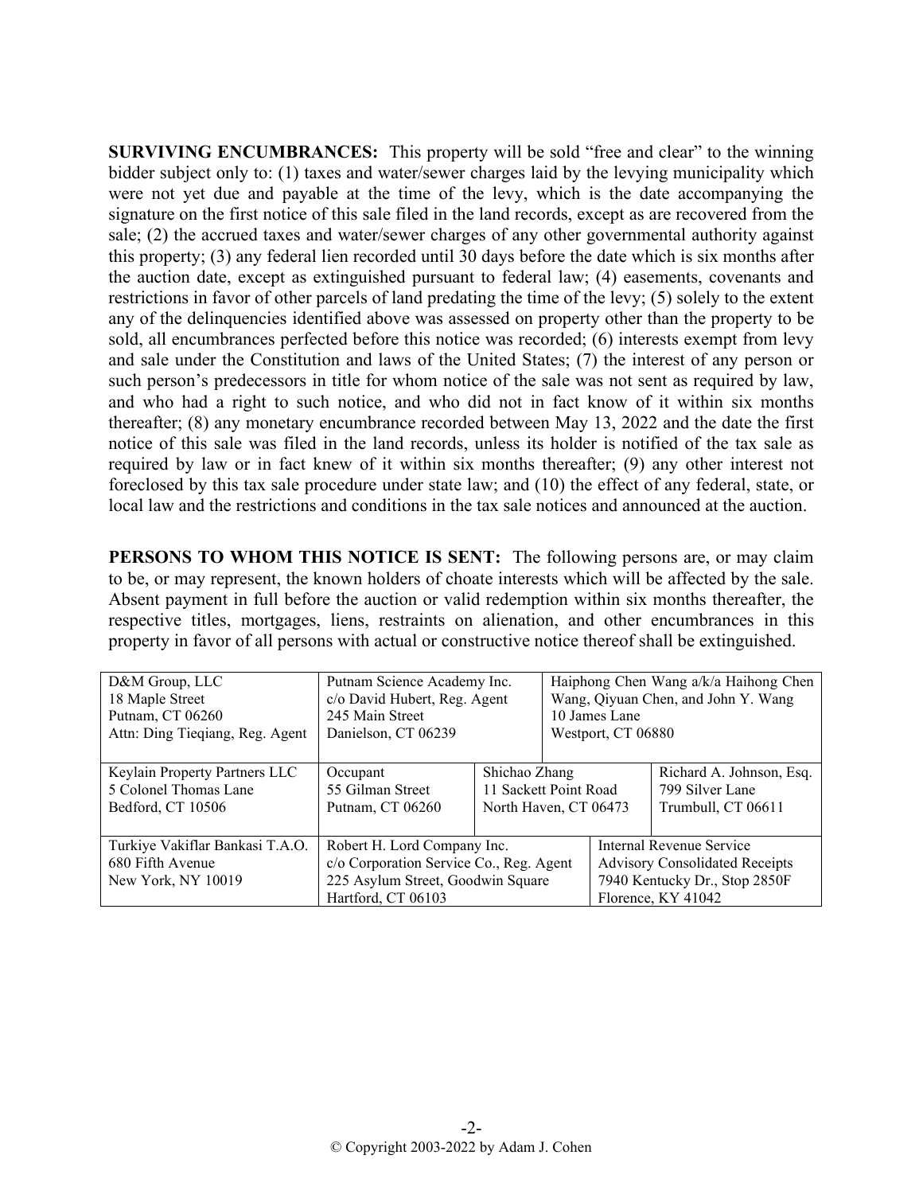**SURVIVING ENCUMBRANCES:** This property will be sold "free and clear" to the winning bidder subject only to: (1) taxes and water/sewer charges laid by the levying municipality which were not yet due and payable at the time of the levy, which is the date accompanying the signature on the first notice of this sale filed in the land records, except as are recovered from the sale; (2) the accrued taxes and water/sewer charges of any other governmental authority against this property; (3) any federal lien recorded until 30 days before the date which is six months after the auction date, except as extinguished pursuant to federal law; (4) easements, covenants and restrictions in favor of other parcels of land predating the time of the levy; (5) solely to the extent any of the delinquencies identified above was assessed on property other than the property to be sold, all encumbrances perfected before this notice was recorded; (6) interests exempt from levy and sale under the Constitution and laws of the United States; (7) the interest of any person or such person's predecessors in title for whom notice of the sale was not sent as required by law, and who had a right to such notice, and who did not in fact know of it within six months thereafter; (8) any monetary encumbrance recorded between May 13, 2022 and the date the first notice of this sale was filed in the land records, unless its holder is notified of the tax sale as required by law or in fact knew of it within six months thereafter; (9) any other interest not foreclosed by this tax sale procedure under state law; and (10) the effect of any federal, state, or local law and the restrictions and conditions in the tax sale notices and announced at the auction.

**PERSONS TO WHOM THIS NOTICE IS SENT:** The following persons are, or may claim to be, or may represent, the known holders of choate interests which will be affected by the sale. Absent payment in full before the auction or valid redemption within six months thereafter, the respective titles, mortgages, liens, restraints on alienation, and other encumbrances in this property in favor of all persons with actual or constructive notice thereof shall be extinguished.

| | | | |
|---|---|---|---|
| D&M Group, LLC<br>18 Maple Street<br>Putnam, CT 06260<br>Attn: Ding Tieqiang, Reg. Agent | Putnam Science Academy Inc.<br>c/o David Hubert, Reg. Agent<br>245 Main Street<br>Danielson, CT 06239 | Haiphong Chen Wang a/k/a Haihong Chen Wang, Qiyuan Chen, and John Y. Wang<br>10 James Lane<br>Westport, CT 06880 | |
| Keylain Property Partners LLC<br>5 Colonel Thomas Lane<br>Bedford, CT 10506 | Occupant<br>55 Gilman Street<br>Putnam, CT 06260 | Shichao Zhang<br>11 Sackett Point Road<br>North Haven, CT 06473 | Richard A. Johnson, Esq.<br>799 Silver Lane<br>Trumbull, CT 06611 |
| Turkiye Vakiflar Bankasi T.A.O.<br>680 Fifth Avenue<br>New York, NY 10019 | Robert H. Lord Company Inc.<br>c/o Corporation Service Co., Reg. Agent<br>225 Asylum Street, Goodwin Square<br>Hartford, CT 06103 | Internal Revenue Service<br>Advisory Consolidated Receipts<br>7940 Kentucky Dr., Stop 2850F<br>Florence, KY 41042 | |

© Copyright 2003-2022 by Adam J. Cohen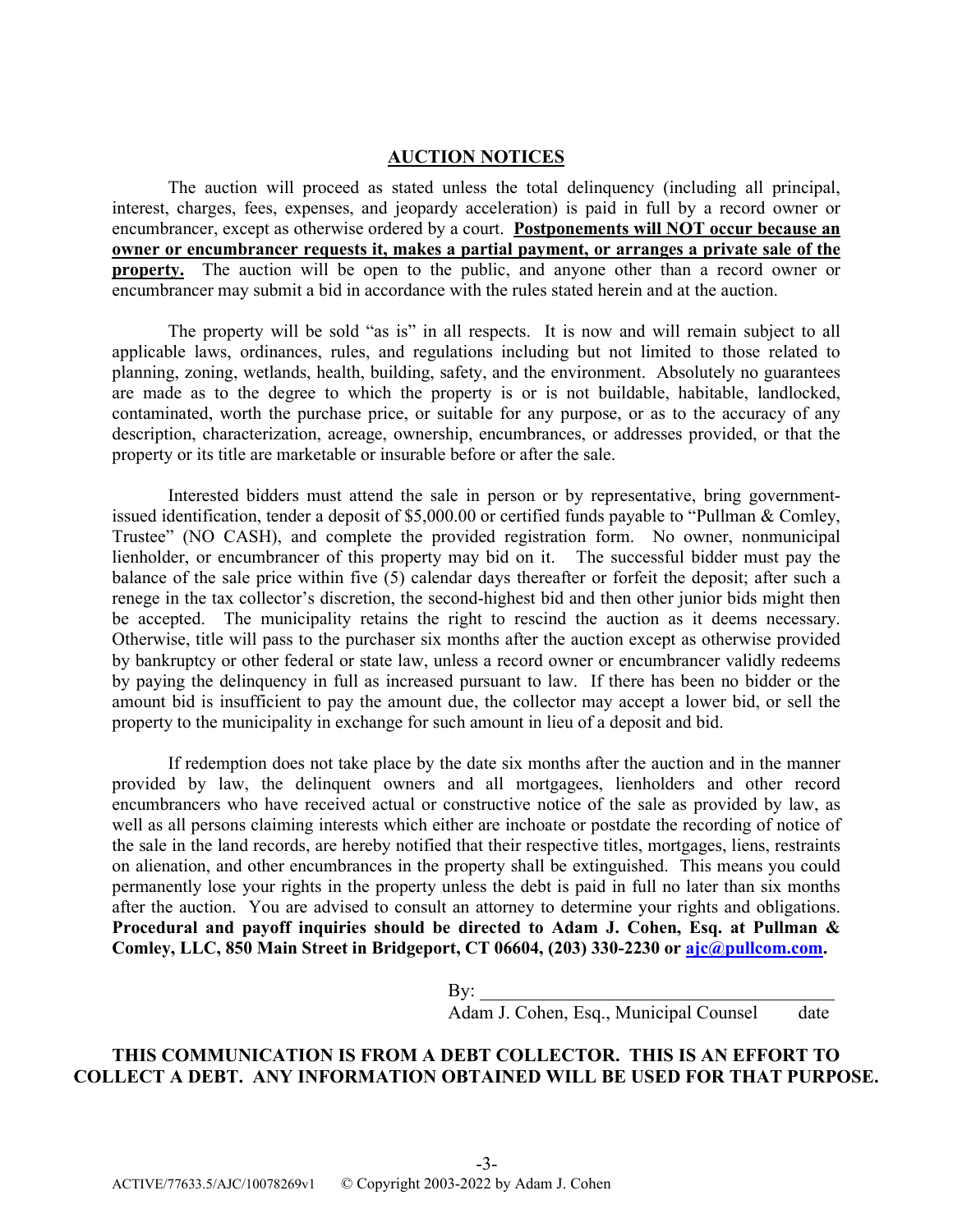## AUCTION NOTICES

The auction will proceed as stated unless the total delinquency (including all principal, interest, charges, fees, expenses, and jeopardy acceleration) is paid in full by a record owner or encumbrancer, except as otherwise ordered by a court. **Postponements will NOT occur because an owner or encumbrancer requests it, makes a partial payment, or arranges a private sale of the property.** The auction will be open to the public, and anyone other than a record owner or encumbrancer may submit a bid in accordance with the rules stated herein and at the auction.

The property will be sold "as is" in all respects. It is now and will remain subject to all applicable laws, ordinances, rules, and regulations including but not limited to those related to planning, zoning, wetlands, health, building, safety, and the environment. Absolutely no guarantees are made as to the degree to which the property is or is not buildable, habitable, landlocked, contaminated, worth the purchase price, or suitable for any purpose, or as to the accuracy of any description, characterization, acreage, ownership, encumbrances, or addresses provided, or that the property or its title are marketable or insurable before or after the sale.

Interested bidders must attend the sale in person or by representative, bring government-issued identification, tender a deposit of $5,000.00 or certified funds payable to "Pullman & Comley, Trustee" (NO CASH), and complete the provided registration form. No owner, nonmunicipal lienholder, or encumbrancer of this property may bid on it. The successful bidder must pay the balance of the sale price within five (5) calendar days thereafter or forfeit the deposit; after such a renege in the tax collector's discretion, the second-highest bid and then other junior bids might then be accepted. The municipality retains the right to rescind the auction as it deems necessary. Otherwise, title will pass to the purchaser six months after the auction except as otherwise provided by bankruptcy or other federal or state law, unless a record owner or encumbrancer validly redeems by paying the delinquency in full as increased pursuant to law. If there has been no bidder or the amount bid is insufficient to pay the amount due, the collector may accept a lower bid, or sell the property to the municipality in exchange for such amount in lieu of a deposit and bid.

If redemption does not take place by the date six months after the auction and in the manner provided by law, the delinquent owners and all mortgagees, lienholders and other record encumbrancers who have received actual or constructive notice of the sale as provided by law, as well as all persons claiming interests which either are inchoate or postdate the recording of notice of the sale in the land records, are hereby notified that their respective titles, mortgages, liens, restraints on alienation, and other encumbrances in the property shall be extinguished. This means you could permanently lose your rights in the property unless the debt is paid in full no later than six months after the auction. You are advised to consult an attorney to determine your rights and obligations. **Procedural and payoff inquiries should be directed to Adam J. Cohen, Esq. at Pullman & Comley, LLC, 850 Main Street in Bridgeport, CT 06604, (203) 330-2230 or ajc@pullcom.com.**

By: ____________________________________

Adam J. Cohen, Esq., Municipal Counsel        date

**THIS COMMUNICATION IS FROM A DEBT COLLECTOR. THIS IS AN EFFORT TO COLLECT A DEBT. ANY INFORMATION OBTAINED WILL BE USED FOR THAT PURPOSE.**

ACTIVE/77633.5/AJC/10078269v1    © Copyright 2003-2022 by Adam J. Cohen